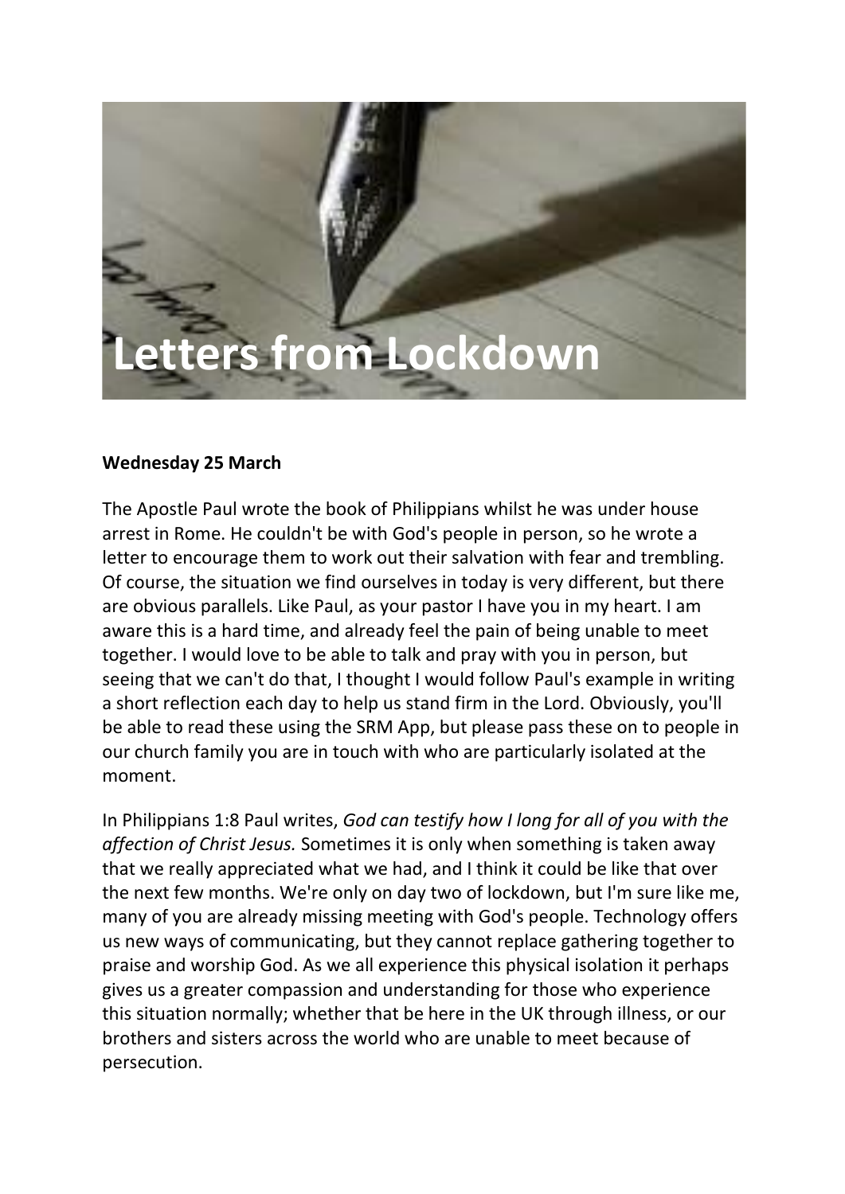# Letters from Lockdown

**Wednesday 25 March**

The Apostle Paul wrote the book of Philippians whilst he was under house arrest in Rome. He couldn't be with God's people in person, so he wrote a letter to encourage them to work out their salvation with fear and trembling. Of course, the situation we find ourselves in today is very different, but there are obvious parallels. Like Paul, as your pastor I have you in my heart. I am aware this is a hard time, and already feel the pain of being unable to meet together. I would love to be able to talk and pray with you in person, but seeing that we can't do that, I thought I would follow Paul's example in writing a short reflection each day to help us stand firm in the Lord. Obviously, you'll be able to read these using the SRM App, but please pass these on to people in our church family you are in touch with who are particularly isolated at the moment.

In Philippians 1:8 Paul writes, *God can testify how I long for all of you with the affection of Christ Jesus.* Sometimes it is only when something is taken away that we really appreciated what we had, and I think it could be like that over the next few months. We're only on day two of lockdown, but I'm sure like me, many of you are already missing meeting with God's people. Technology offers us new ways of communicating, but they cannot replace gathering together to praise and worship God. As we all experience this physical isolation it perhaps gives us a greater compassion and understanding for those who experience this situation normally; whether that be here in the UK through illness, or our brothers and sisters across the world who are unable to meet because of persecution.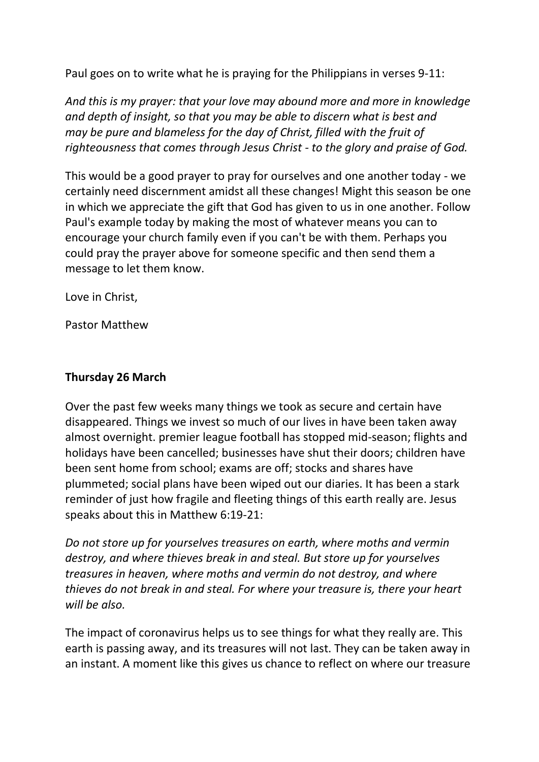Paul goes on to write what he is praying for the Philippians in verses 9-11:

*And this is my prayer: that your love may abound more and more in knowledge and depth of insight, so that you may be able to discern what is best and may be pure and blameless for the day of Christ, filled with the fruit of righteousness that comes through Jesus Christ - to the glory and praise of God.*

This would be a good prayer to pray for ourselves and one another today - we certainly need discernment amidst all these changes! Might this season be one in which we appreciate the gift that God has given to us in one another. Follow Paul's example today by making the most of whatever means you can to encourage your church family even if you can't be with them. Perhaps you could pray the prayer above for someone specific and then send them a message to let them know.

Love in Christ,

Pastor Matthew

**Thursday 26 March**

Over the past few weeks many things we took as secure and certain have disappeared. Things we invest so much of our lives in have been taken away almost overnight. premier league football has stopped mid-season; flights and holidays have been cancelled; businesses have shut their doors; children have been sent home from school; exams are off; stocks and shares have plummeted; social plans have been wiped out our diaries. It has been a stark reminder of just how fragile and fleeting things of this earth really are. Jesus speaks about this in Matthew 6:19-21:

*Do not store up for yourselves treasures on earth, where moths and vermin destroy, and where thieves break in and steal. But store up for yourselves treasures in heaven, where moths and vermin do not destroy, and where thieves do not break in and steal. For where your treasure is, there your heart will be also.*

The impact of coronavirus helps us to see things for what they really are. This earth is passing away, and its treasures will not last. They can be taken away in an instant. A moment like this gives us chance to reflect on where our treasure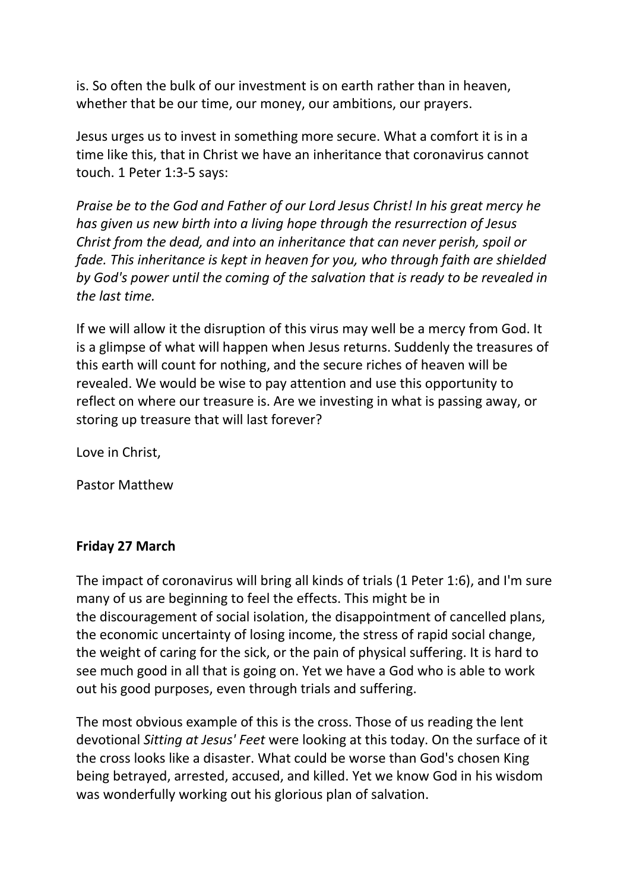is. So often the bulk of our investment is on earth rather than in heaven, whether that be our time, our money, our ambitions, our prayers.

Jesus urges us to invest in something more secure. What a comfort it is in a time like this, that in Christ we have an inheritance that coronavirus cannot touch. 1 Peter 1:3-5 says:

*Praise be to the God and Father of our Lord Jesus Christ! In his great mercy he has given us new birth into a living hope through the resurrection of Jesus Christ from the dead, and into an inheritance that can never perish, spoil or fade. This inheritance is kept in heaven for you, who through faith are shielded by God's power until the coming of the salvation that is ready to be revealed in the last time.*

If we will allow it the disruption of this virus may well be a mercy from God. It is a glimpse of what will happen when Jesus returns. Suddenly the treasures of this earth will count for nothing, and the secure riches of heaven will be revealed. We would be wise to pay attention and use this opportunity to reflect on where our treasure is. Are we investing in what is passing away, or storing up treasure that will last forever?

Love in Christ,

Pastor Matthew

**Friday 27 March**

The impact of coronavirus will bring all kinds of trials (1 Peter 1:6), and I'm sure many of us are beginning to feel the effects. This might be in the discouragement of social isolation, the disappointment of cancelled plans, the economic uncertainty of losing income, the stress of rapid social change, the weight of caring for the sick, or the pain of physical suffering. It is hard to see much good in all that is going on. Yet we have a God who is able to work out his good purposes, even through trials and suffering.

The most obvious example of this is the cross. Those of us reading the lent devotional *Sitting at Jesus' Feet* were looking at this today. On the surface of it the cross looks like a disaster. What could be worse than God's chosen King being betrayed, arrested, accused, and killed. Yet we know God in his wisdom was wonderfully working out his glorious plan of salvation.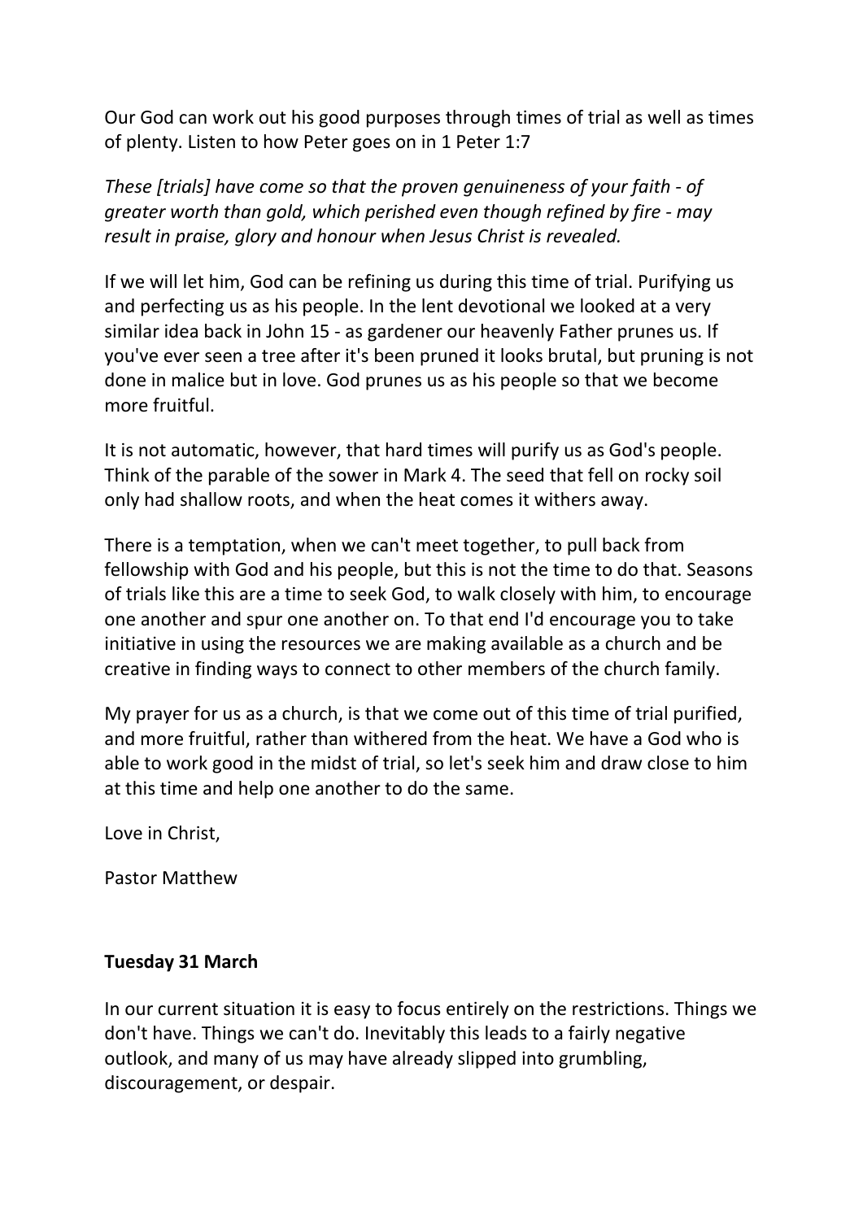Our God can work out his good purposes through times of trial as well as times of plenty. Listen to how Peter goes on in 1 Peter 1:7

*These [trials] have come so that the proven genuineness of your faith - of greater worth than gold, which perished even though refined by fire - may result in praise, glory and honour when Jesus Christ is revealed.*

If we will let him, God can be refining us during this time of trial. Purifying us and perfecting us as his people. In the lent devotional we looked at a very similar idea back in John 15 - as gardener our heavenly Father prunes us. If you've ever seen a tree after it's been pruned it looks brutal, but pruning is not done in malice but in love. God prunes us as his people so that we become more fruitful.

It is not automatic, however, that hard times will purify us as God's people. Think of the parable of the sower in Mark 4. The seed that fell on rocky soil only had shallow roots, and when the heat comes it withers away.

There is a temptation, when we can't meet together, to pull back from fellowship with God and his people, but this is not the time to do that. Seasons of trials like this are a time to seek God, to walk closely with him, to encourage one another and spur one another on. To that end I'd encourage you to take initiative in using the resources we are making available as a church and be creative in finding ways to connect to other members of the church family.

My prayer for us as a church, is that we come out of this time of trial purified, and more fruitful, rather than withered from the heat. We have a God who is able to work good in the midst of trial, so let's seek him and draw close to him at this time and help one another to do the same.

Love in Christ,

Pastor Matthew

**Tuesday 31 March**

In our current situation it is easy to focus entirely on the restrictions. Things we don't have. Things we can't do. Inevitably this leads to a fairly negative outlook, and many of us may have already slipped into grumbling, discouragement, or despair.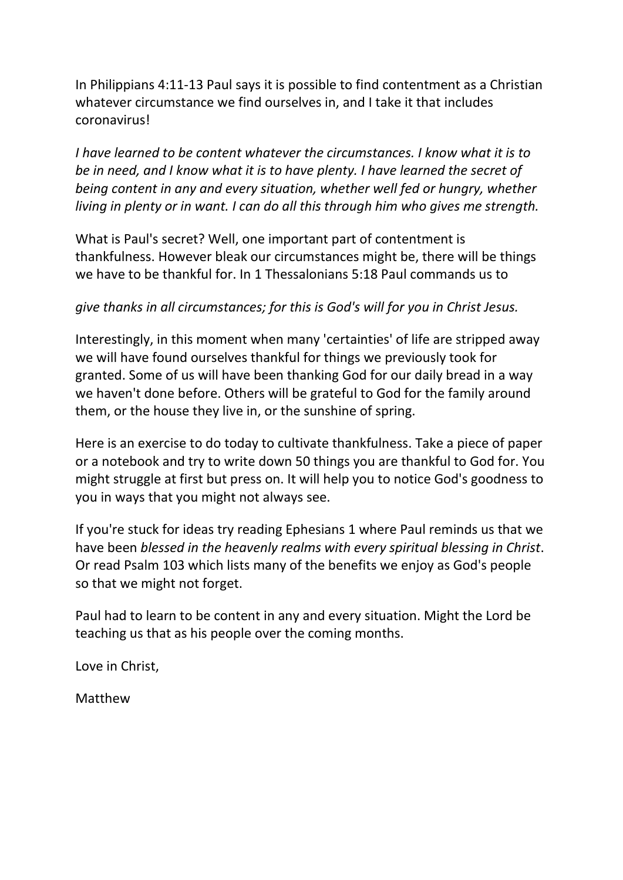In Philippians 4:11-13 Paul says it is possible to find contentment as a Christian whatever circumstance we find ourselves in, and I take it that includes coronavirus!

*I have learned to be content whatever the circumstances. I know what it is to be in need, and I know what it is to have plenty. I have learned the secret of being content in any and every situation, whether well fed or hungry, whether living in plenty or in want. I can do all this through him who gives me strength.*

What is Paul's secret? Well, one important part of contentment is thankfulness. However bleak our circumstances might be, there will be things we have to be thankful for. In 1 Thessalonians 5:18 Paul commands us to

*give thanks in all circumstances; for this is God's will for you in Christ Jesus.*

Interestingly, in this moment when many 'certainties' of life are stripped away we will have found ourselves thankful for things we previously took for granted. Some of us will have been thanking God for our daily bread in a way we haven't done before. Others will be grateful to God for the family around them, or the house they live in, or the sunshine of spring.

Here is an exercise to do today to cultivate thankfulness. Take a piece of paper or a notebook and try to write down 50 things you are thankful to God for. You might struggle at first but press on. It will help you to notice God's goodness to you in ways that you might not always see.

If you're stuck for ideas try reading Ephesians 1 where Paul reminds us that we have been *blessed in the heavenly realms with every spiritual blessing in Christ*. Or read Psalm 103 which lists many of the benefits we enjoy as God's people so that we might not forget.

Paul had to learn to be content in any and every situation. Might the Lord be teaching us that as his people over the coming months.

Love in Christ,

Matthew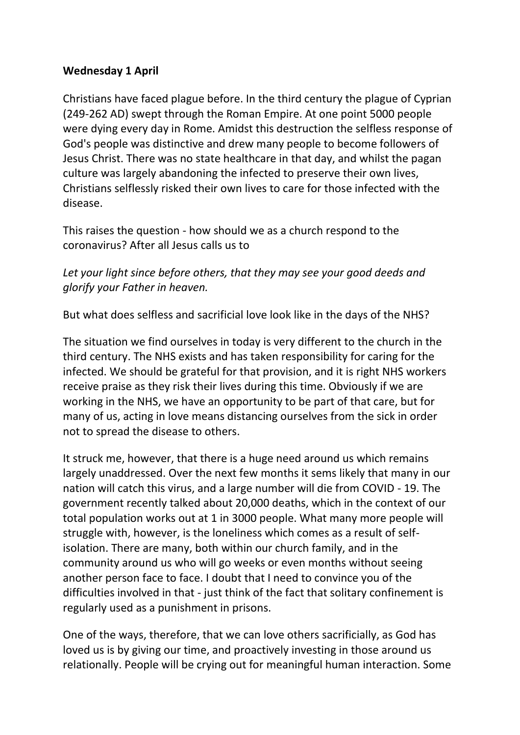**Wednesday 1 April**

Christians have faced plague before. In the third century the plague of Cyprian (249-262 AD) swept through the Roman Empire. At one point 5000 people were dying every day in Rome. Amidst this destruction the selfless response of God's people was distinctive and drew many people to become followers of Jesus Christ. There was no state healthcare in that day, and whilst the pagan culture was largely abandoning the infected to preserve their own lives, Christians selflessly risked their own lives to care for those infected with the disease.

This raises the question - how should we as a church respond to the coronavirus? After all Jesus calls us to

*Let your light since before others, that they may see your good deeds and glorify your Father in heaven.*

But what does selfless and sacrificial love look like in the days of the NHS?

The situation we find ourselves in today is very different to the church in the third century. The NHS exists and has taken responsibility for caring for the infected. We should be grateful for that provision, and it is right NHS workers receive praise as they risk their lives during this time. Obviously if we are working in the NHS, we have an opportunity to be part of that care, but for many of us, acting in love means distancing ourselves from the sick in order not to spread the disease to others.

It struck me, however, that there is a huge need around us which remains largely unaddressed. Over the next few months it sems likely that many in our nation will catch this virus, and a large number will die from COVID - 19. The government recently talked about 20,000 deaths, which in the context of our total population works out at 1 in 3000 people. What many more people will struggle with, however, is the loneliness which comes as a result of self-isolation. There are many, both within our church family, and in the community around us who will go weeks or even months without seeing another person face to face. I doubt that I need to convince you of the difficulties involved in that - just think of the fact that solitary confinement is regularly used as a punishment in prisons.

One of the ways, therefore, that we can love others sacrificially, as God has loved us is by giving our time, and proactively investing in those around us relationally. People will be crying out for meaningful human interaction. Some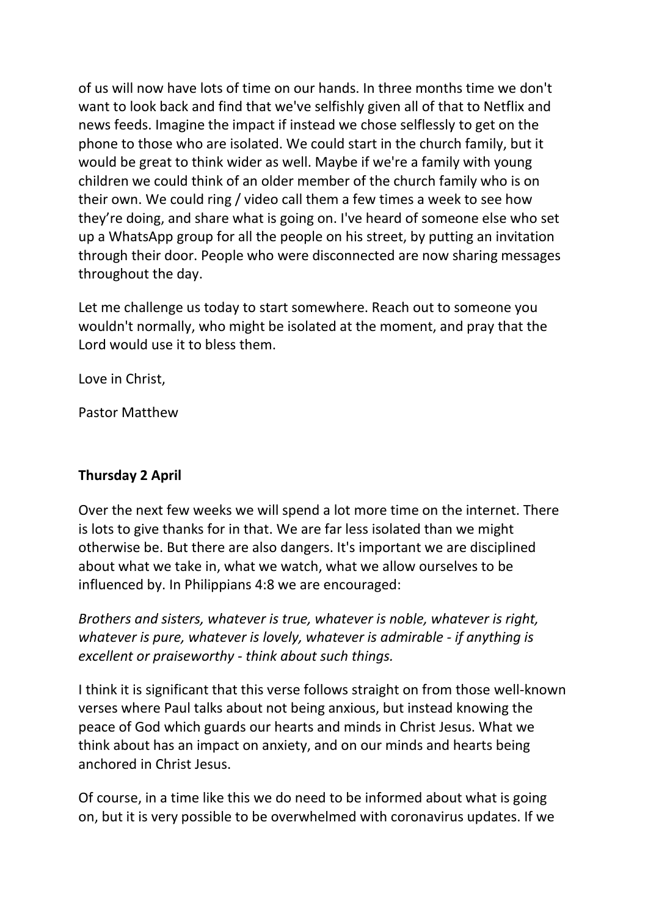of us will now have lots of time on our hands. In three months time we don't want to look back and find that we've selfishly given all of that to Netflix and news feeds. Imagine the impact if instead we chose selflessly to get on the phone to those who are isolated. We could start in the church family, but it would be great to think wider as well. Maybe if we're a family with young children we could think of an older member of the church family who is on their own. We could ring / video call them a few times a week to see how they're doing, and share what is going on. I've heard of someone else who set up a WhatsApp group for all the people on his street, by putting an invitation through their door. People who were disconnected are now sharing messages throughout the day.

Let me challenge us today to start somewhere. Reach out to someone you wouldn't normally, who might be isolated at the moment, and pray that the Lord would use it to bless them.

Love in Christ,

Pastor Matthew

**Thursday 2 April**

Over the next few weeks we will spend a lot more time on the internet. There is lots to give thanks for in that. We are far less isolated than we might otherwise be. But there are also dangers. It's important we are disciplined about what we take in, what we watch, what we allow ourselves to be influenced by. In Philippians 4:8 we are encouraged:

*Brothers and sisters, whatever is true, whatever is noble, whatever is right, whatever is pure, whatever is lovely, whatever is admirable - if anything is excellent or praiseworthy - think about such things.*

I think it is significant that this verse follows straight on from those well-known verses where Paul talks about not being anxious, but instead knowing the peace of God which guards our hearts and minds in Christ Jesus. What we think about has an impact on anxiety, and on our minds and hearts being anchored in Christ Jesus.

Of course, in a time like this we do need to be informed about what is going on, but it is very possible to be overwhelmed with coronavirus updates. If we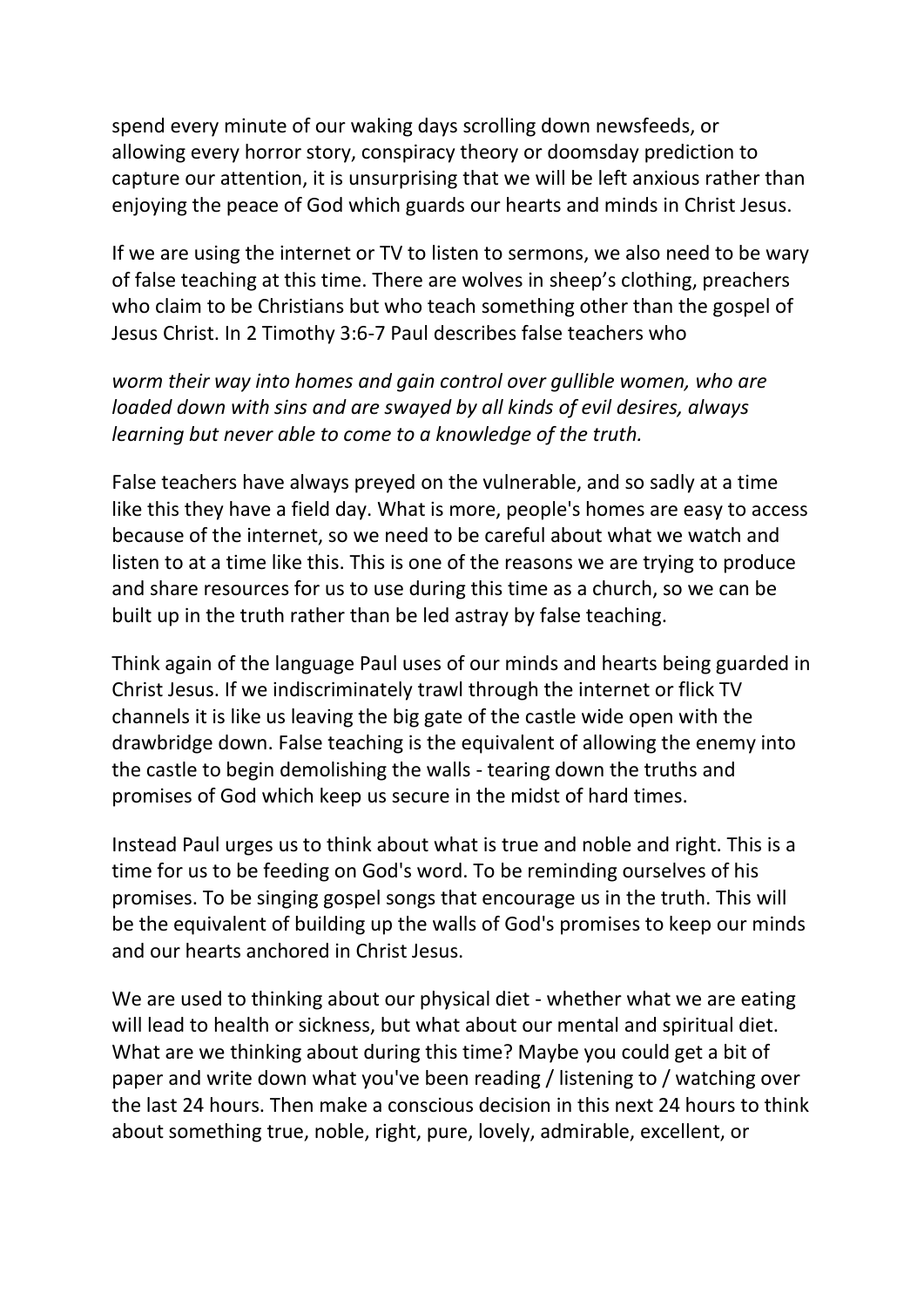spend every minute of our waking days scrolling down newsfeeds, or allowing every horror story, conspiracy theory or doomsday prediction to capture our attention, it is unsurprising that we will be left anxious rather than enjoying the peace of God which guards our hearts and minds in Christ Jesus.

If we are using the internet or TV to listen to sermons, we also need to be wary of false teaching at this time. There are wolves in sheep's clothing, preachers who claim to be Christians but who teach something other than the gospel of Jesus Christ. In 2 Timothy 3:6-7 Paul describes false teachers who

*worm their way into homes and gain control over gullible women, who are loaded down with sins and are swayed by all kinds of evil desires, always learning but never able to come to a knowledge of the truth.*

False teachers have always preyed on the vulnerable, and so sadly at a time like this they have a field day. What is more, people's homes are easy to access because of the internet, so we need to be careful about what we watch and listen to at a time like this. This is one of the reasons we are trying to produce and share resources for us to use during this time as a church, so we can be built up in the truth rather than be led astray by false teaching.

Think again of the language Paul uses of our minds and hearts being guarded in Christ Jesus. If we indiscriminately trawl through the internet or flick TV channels it is like us leaving the big gate of the castle wide open with the drawbridge down. False teaching is the equivalent of allowing the enemy into the castle to begin demolishing the walls - tearing down the truths and promises of God which keep us secure in the midst of hard times.

Instead Paul urges us to think about what is true and noble and right. This is a time for us to be feeding on God's word. To be reminding ourselves of his promises. To be singing gospel songs that encourage us in the truth. This will be the equivalent of building up the walls of God's promises to keep our minds and our hearts anchored in Christ Jesus.

We are used to thinking about our physical diet - whether what we are eating will lead to health or sickness, but what about our mental and spiritual diet. What are we thinking about during this time? Maybe you could get a bit of paper and write down what you've been reading / listening to / watching over the last 24 hours. Then make a conscious decision in this next 24 hours to think about something true, noble, right, pure, lovely, admirable, excellent, or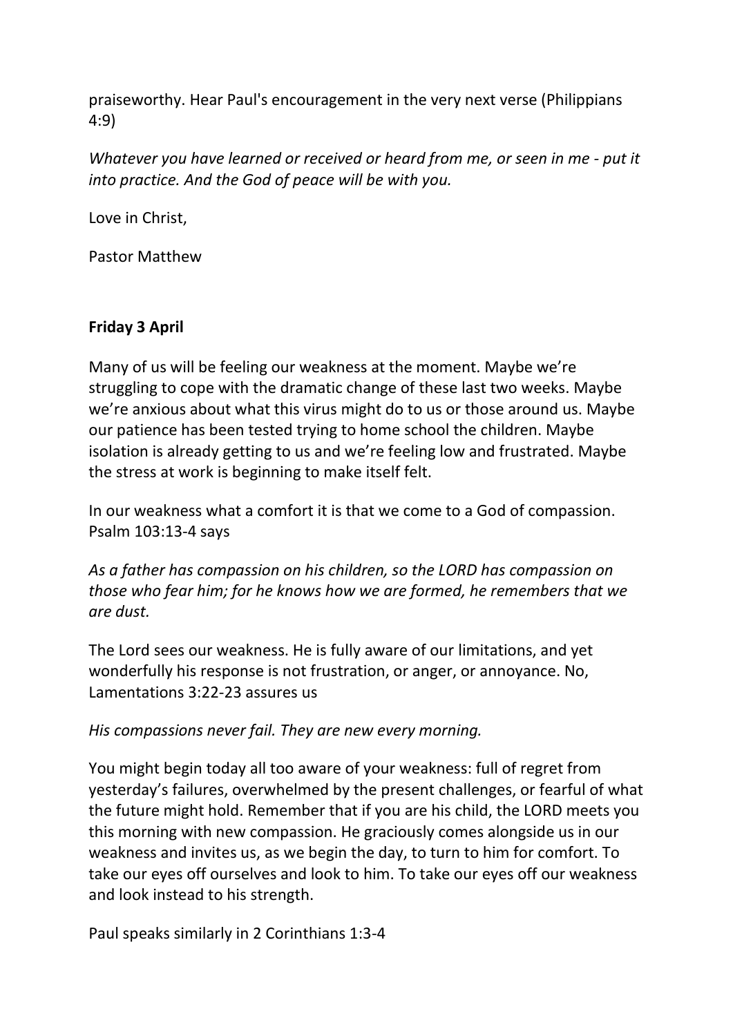praiseworthy. Hear Paul's encouragement in the very next verse (Philippians 4:9)

*Whatever you have learned or received or heard from me, or seen in me - put it into practice. And the God of peace will be with you.*

Love in Christ,

Pastor Matthew

**Friday 3 April**

Many of us will be feeling our weakness at the moment. Maybe we're struggling to cope with the dramatic change of these last two weeks. Maybe we're anxious about what this virus might do to us or those around us. Maybe our patience has been tested trying to home school the children. Maybe isolation is already getting to us and we're feeling low and frustrated. Maybe the stress at work is beginning to make itself felt.

In our weakness what a comfort it is that we come to a God of compassion. Psalm 103:13-4 says

*As a father has compassion on his children, so the LORD has compassion on those who fear him; for he knows how we are formed, he remembers that we are dust.*

The Lord sees our weakness. He is fully aware of our limitations, and yet wonderfully his response is not frustration, or anger, or annoyance. No, Lamentations 3:22-23 assures us

*His compassions never fail. They are new every morning.*

You might begin today all too aware of your weakness: full of regret from yesterday's failures, overwhelmed by the present challenges, or fearful of what the future might hold. Remember that if you are his child, the LORD meets you this morning with new compassion. He graciously comes alongside us in our weakness and invites us, as we begin the day, to turn to him for comfort. To take our eyes off ourselves and look to him. To take our eyes off our weakness and look instead to his strength.

Paul speaks similarly in 2 Corinthians 1:3-4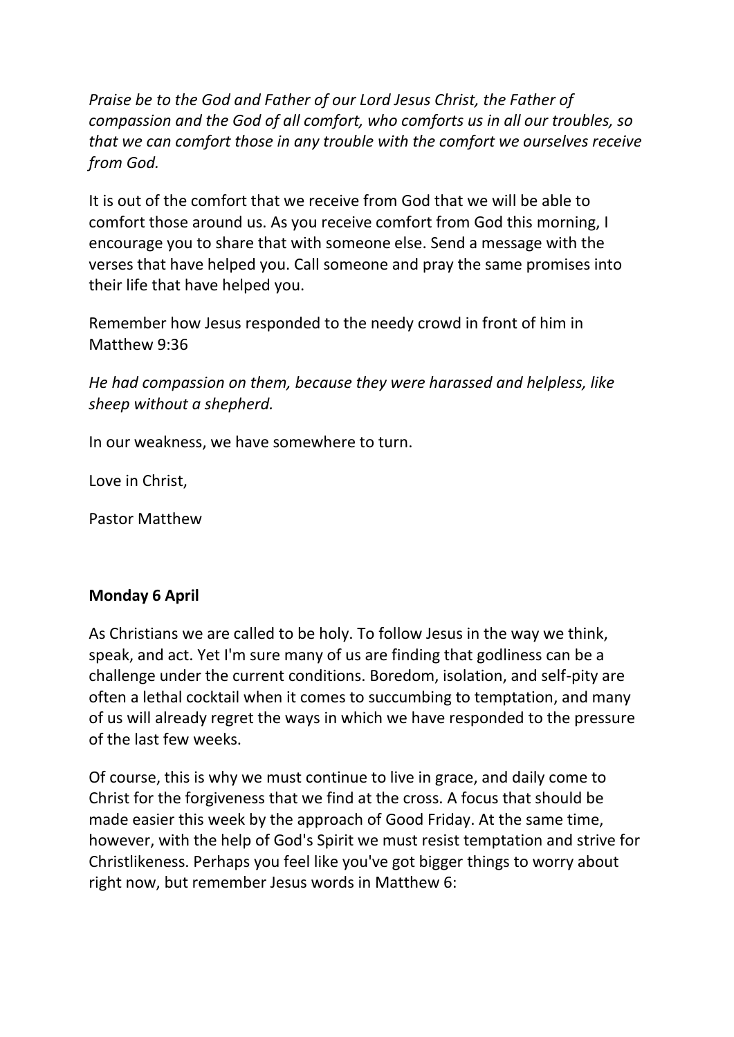*Praise be to the God and Father of our Lord Jesus Christ, the Father of compassion and the God of all comfort, who comforts us in all our troubles, so that we can comfort those in any trouble with the comfort we ourselves receive from God.*

It is out of the comfort that we receive from God that we will be able to comfort those around us. As you receive comfort from God this morning, I encourage you to share that with someone else. Send a message with the verses that have helped you. Call someone and pray the same promises into their life that have helped you.

Remember how Jesus responded to the needy crowd in front of him in Matthew 9:36

*He had compassion on them, because they were harassed and helpless, like sheep without a shepherd.*

In our weakness, we have somewhere to turn.

Love in Christ,

Pastor Matthew

**Monday 6 April**

As Christians we are called to be holy. To follow Jesus in the way we think, speak, and act. Yet I'm sure many of us are finding that godliness can be a challenge under the current conditions. Boredom, isolation, and self-pity are often a lethal cocktail when it comes to succumbing to temptation, and many of us will already regret the ways in which we have responded to the pressure of the last few weeks.

Of course, this is why we must continue to live in grace, and daily come to Christ for the forgiveness that we find at the cross. A focus that should be made easier this week by the approach of Good Friday. At the same time, however, with the help of God's Spirit we must resist temptation and strive for Christlikeness. Perhaps you feel like you've got bigger things to worry about right now, but remember Jesus words in Matthew 6: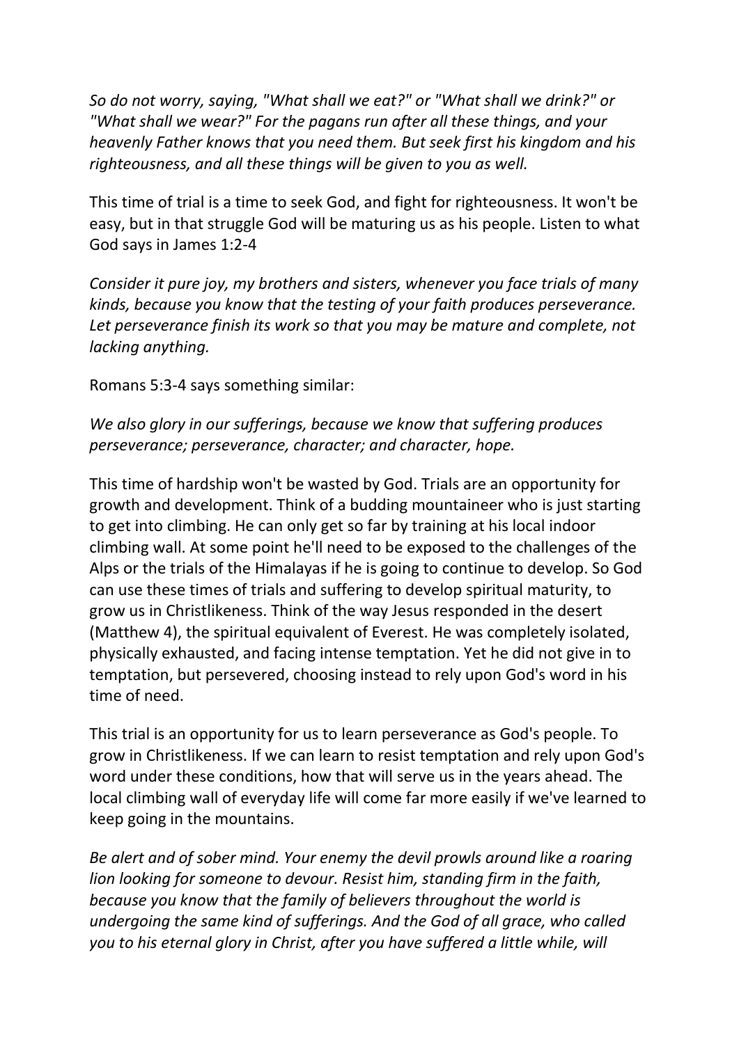*So do not worry, saying, "What shall we eat?" or "What shall we drink?" or "What shall we wear?" For the pagans run after all these things, and your heavenly Father knows that you need them. But seek first his kingdom and his righteousness, and all these things will be given to you as well.*

This time of trial is a time to seek God, and fight for righteousness. It won't be easy, but in that struggle God will be maturing us as his people. Listen to what God says in James 1:2-4

*Consider it pure joy, my brothers and sisters, whenever you face trials of many kinds, because you know that the testing of your faith produces perseverance. Let perseverance finish its work so that you may be mature and complete, not lacking anything.*

Romans 5:3-4 says something similar:

*We also glory in our sufferings, because we know that suffering produces perseverance; perseverance, character; and character, hope.*

This time of hardship won't be wasted by God. Trials are an opportunity for growth and development. Think of a budding mountaineer who is just starting to get into climbing. He can only get so far by training at his local indoor climbing wall. At some point he'll need to be exposed to the challenges of the Alps or the trials of the Himalayas if he is going to continue to develop. So God can use these times of trials and suffering to develop spiritual maturity, to grow us in Christlikeness. Think of the way Jesus responded in the desert (Matthew 4), the spiritual equivalent of Everest. He was completely isolated, physically exhausted, and facing intense temptation. Yet he did not give in to temptation, but persevered, choosing instead to rely upon God's word in his time of need.

This trial is an opportunity for us to learn perseverance as God's people. To grow in Christlikeness. If we can learn to resist temptation and rely upon God's word under these conditions, how that will serve us in the years ahead. The local climbing wall of everyday life will come far more easily if we've learned to keep going in the mountains.

*Be alert and of sober mind. Your enemy the devil prowls around like a roaring lion looking for someone to devour. Resist him, standing firm in the faith, because you know that the family of believers throughout the world is undergoing the same kind of sufferings. And the God of all grace, who called you to his eternal glory in Christ, after you have suffered a little while, will*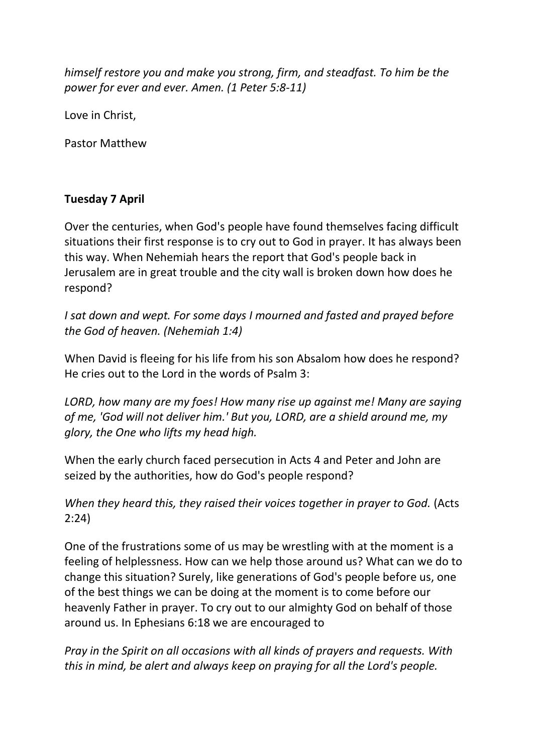*himself restore you and make you strong, firm, and steadfast. To him be the power for ever and ever. Amen. (1 Peter 5:8-11)*

Love in Christ,

Pastor Matthew

**Tuesday 7 April**

Over the centuries, when God's people have found themselves facing difficult situations their first response is to cry out to God in prayer. It has always been this way. When Nehemiah hears the report that God's people back in Jerusalem are in great trouble and the city wall is broken down how does he respond?

*I sat down and wept. For some days I mourned and fasted and prayed before the God of heaven. (Nehemiah 1:4)*

When David is fleeing for his life from his son Absalom how does he respond? He cries out to the Lord in the words of Psalm 3:

*LORD, how many are my foes! How many rise up against me! Many are saying of me, 'God will not deliver him.' But you, LORD, are a shield around me, my glory, the One who lifts my head high.*

When the early church faced persecution in Acts 4 and Peter and John are seized by the authorities, how do God's people respond?

*When they heard this, they raised their voices together in prayer to God.* (Acts 2:24)

One of the frustrations some of us may be wrestling with at the moment is a feeling of helplessness. How can we help those around us? What can we do to change this situation? Surely, like generations of God's people before us, one of the best things we can be doing at the moment is to come before our heavenly Father in prayer. To cry out to our almighty God on behalf of those around us. In Ephesians 6:18 we are encouraged to

*Pray in the Spirit on all occasions with all kinds of prayers and requests. With this in mind, be alert and always keep on praying for all the Lord's people.*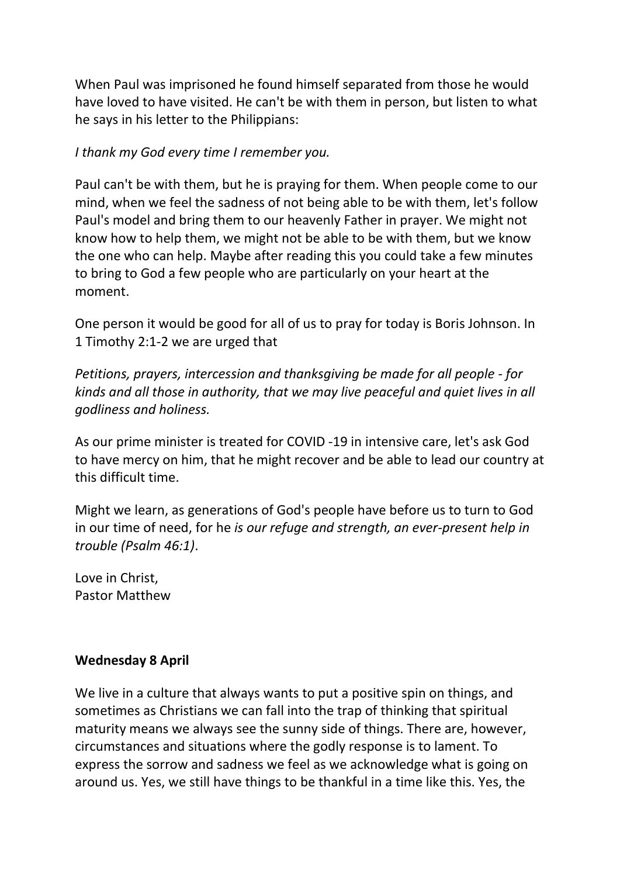When Paul was imprisoned he found himself separated from those he would have loved to have visited. He can't be with them in person, but listen to what he says in his letter to the Philippians:

*I thank my God every time I remember you.*

Paul can't be with them, but he is praying for them. When people come to our mind, when we feel the sadness of not being able to be with them, let's follow Paul's model and bring them to our heavenly Father in prayer. We might not know how to help them, we might not be able to be with them, but we know the one who can help. Maybe after reading this you could take a few minutes to bring to God a few people who are particularly on your heart at the moment.

One person it would be good for all of us to pray for today is Boris Johnson. In 1 Timothy 2:1-2 we are urged that

*Petitions, prayers, intercession and thanksgiving be made for all people - for kinds and all those in authority, that we may live peaceful and quiet lives in all godliness and holiness.*

As our prime minister is treated for COVID -19 in intensive care, let's ask God to have mercy on him, that he might recover and be able to lead our country at this difficult time.

Might we learn, as generations of God's people have before us to turn to God in our time of need, for he *is our refuge and strength, an ever-present help in trouble (Psalm 46:1)*.

Love in Christ,
Pastor Matthew

**Wednesday 8 April**

We live in a culture that always wants to put a positive spin on things, and sometimes as Christians we can fall into the trap of thinking that spiritual maturity means we always see the sunny side of things. There are, however, circumstances and situations where the godly response is to lament. To express the sorrow and sadness we feel as we acknowledge what is going on around us. Yes, we still have things to be thankful in a time like this. Yes, the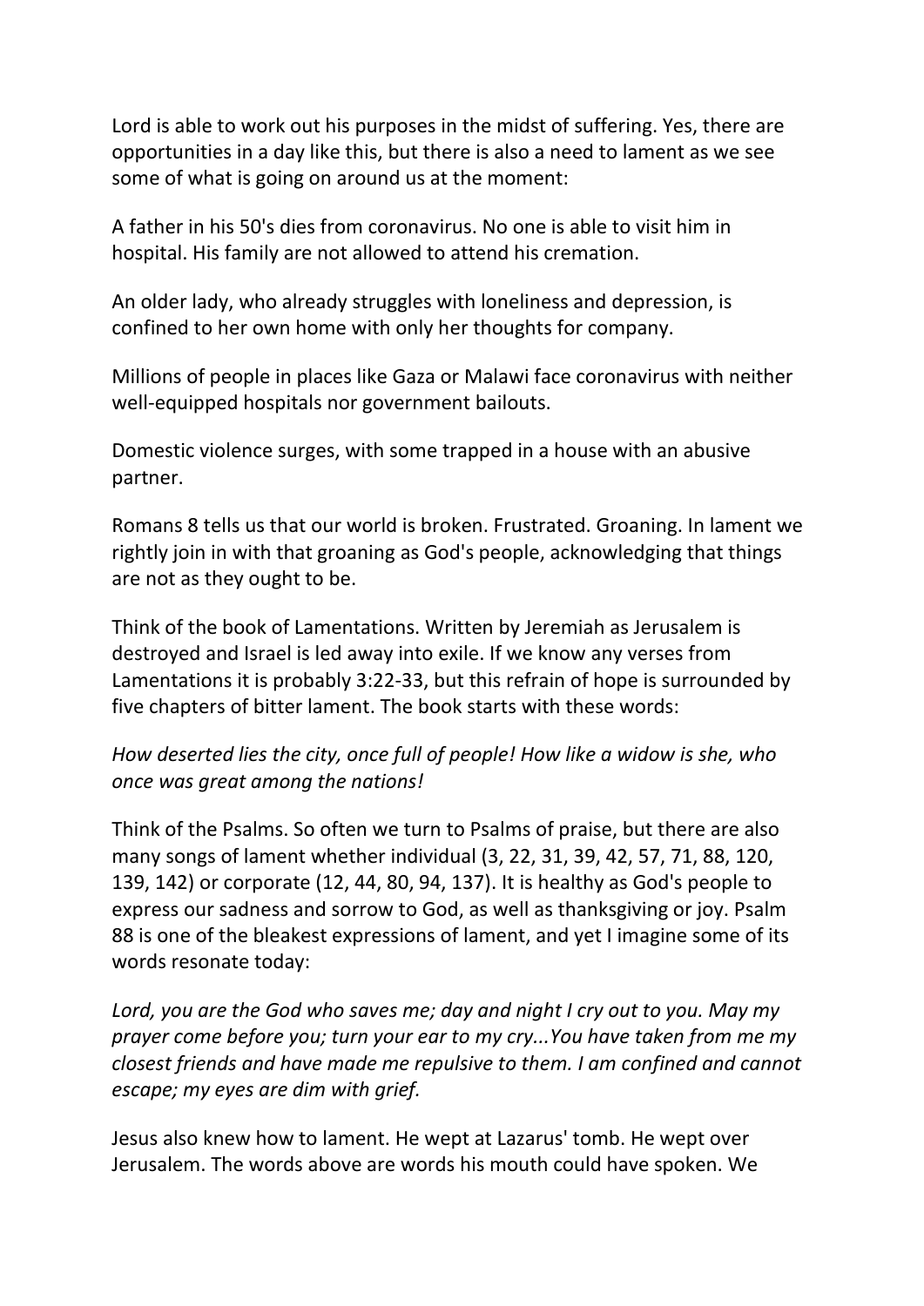Lord is able to work out his purposes in the midst of suffering. Yes, there are opportunities in a day like this, but there is also a need to lament as we see some of what is going on around us at the moment:

A father in his 50's dies from coronavirus. No one is able to visit him in hospital. His family are not allowed to attend his cremation.

An older lady, who already struggles with loneliness and depression, is confined to her own home with only her thoughts for company.

Millions of people in places like Gaza or Malawi face coronavirus with neither well-equipped hospitals nor government bailouts.

Domestic violence surges, with some trapped in a house with an abusive partner.

Romans 8 tells us that our world is broken. Frustrated. Groaning. In lament we rightly join in with that groaning as God's people, acknowledging that things are not as they ought to be.

Think of the book of Lamentations. Written by Jeremiah as Jerusalem is destroyed and Israel is led away into exile. If we know any verses from Lamentations it is probably 3:22-33, but this refrain of hope is surrounded by five chapters of bitter lament. The book starts with these words:

*How deserted lies the city, once full of people! How like a widow is she, who once was great among the nations!*

Think of the Psalms. So often we turn to Psalms of praise, but there are also many songs of lament whether individual (3, 22, 31, 39, 42, 57, 71, 88, 120, 139, 142) or corporate (12, 44, 80, 94, 137). It is healthy as God's people to express our sadness and sorrow to God, as well as thanksgiving or joy. Psalm 88 is one of the bleakest expressions of lament, and yet I imagine some of its words resonate today:

*Lord, you are the God who saves me; day and night I cry out to you. May my prayer come before you; turn your ear to my cry...You have taken from me my closest friends and have made me repulsive to them. I am confined and cannot escape; my eyes are dim with grief.*

Jesus also knew how to lament. He wept at Lazarus' tomb. He wept over Jerusalem. The words above are words his mouth could have spoken. We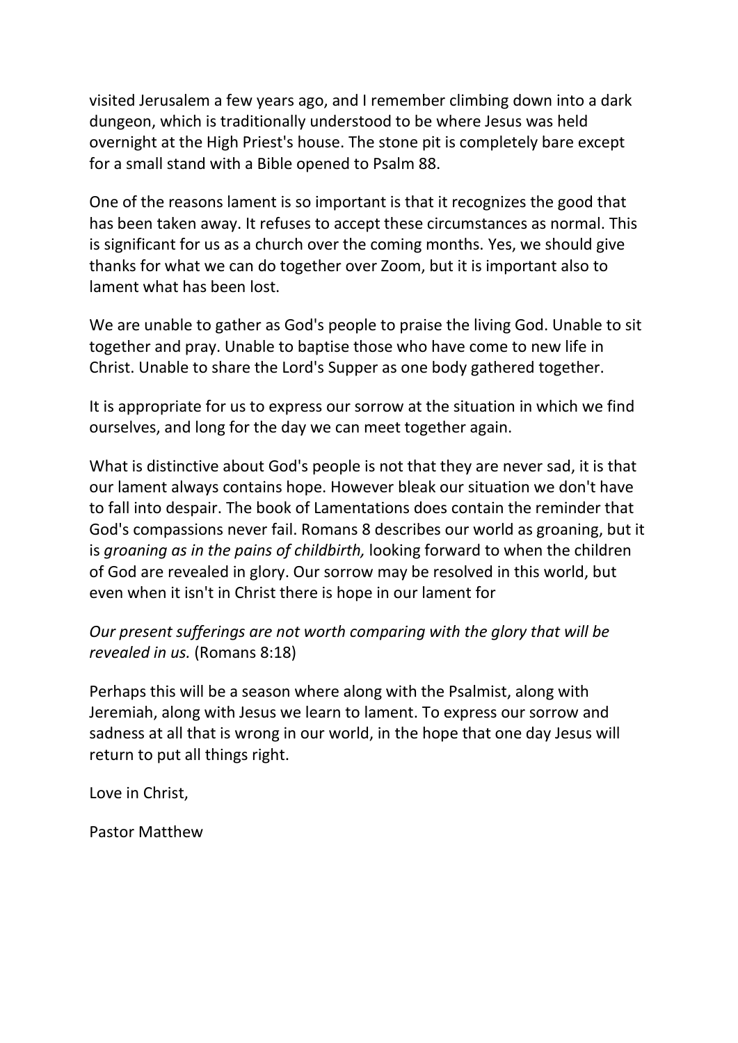visited Jerusalem a few years ago, and I remember climbing down into a dark dungeon, which is traditionally understood to be where Jesus was held overnight at the High Priest's house. The stone pit is completely bare except for a small stand with a Bible opened to Psalm 88.

One of the reasons lament is so important is that it recognizes the good that has been taken away. It refuses to accept these circumstances as normal. This is significant for us as a church over the coming months. Yes, we should give thanks for what we can do together over Zoom, but it is important also to lament what has been lost.

We are unable to gather as God's people to praise the living God. Unable to sit together and pray. Unable to baptise those who have come to new life in Christ. Unable to share the Lord's Supper as one body gathered together.

It is appropriate for us to express our sorrow at the situation in which we find ourselves, and long for the day we can meet together again.

What is distinctive about God's people is not that they are never sad, it is that our lament always contains hope. However bleak our situation we don't have to fall into despair. The book of Lamentations does contain the reminder that God's compassions never fail. Romans 8 describes our world as groaning, but it is *groaning as in the pains of childbirth,* looking forward to when the children of God are revealed in glory. Our sorrow may be resolved in this world, but even when it isn't in Christ there is hope in our lament for

*Our present sufferings are not worth comparing with the glory that will be revealed in us.* (Romans 8:18)

Perhaps this will be a season where along with the Psalmist, along with Jeremiah, along with Jesus we learn to lament. To express our sorrow and sadness at all that is wrong in our world, in the hope that one day Jesus will return to put all things right.

Love in Christ,

Pastor Matthew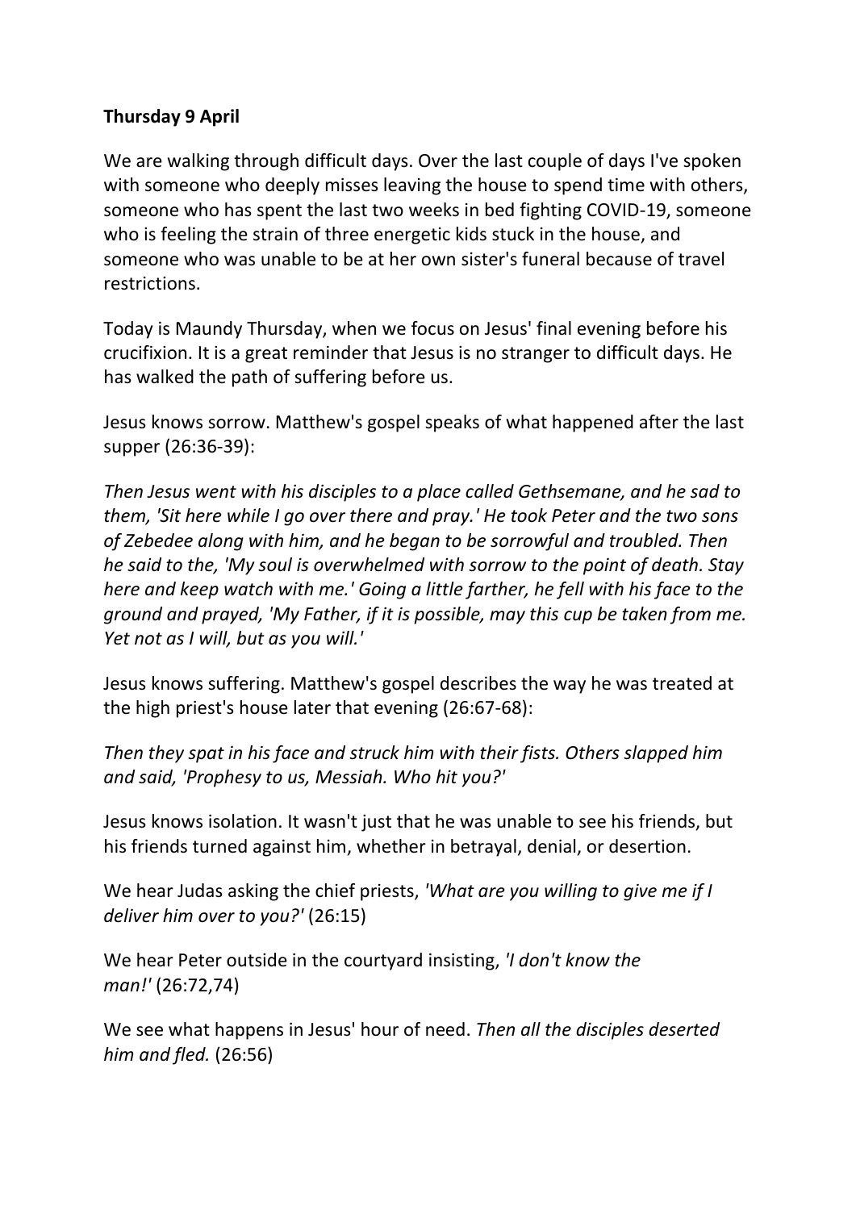**Thursday 9 April**

We are walking through difficult days. Over the last couple of days I've spoken with someone who deeply misses leaving the house to spend time with others, someone who has spent the last two weeks in bed fighting COVID-19, someone who is feeling the strain of three energetic kids stuck in the house, and someone who was unable to be at her own sister's funeral because of travel restrictions.

Today is Maundy Thursday, when we focus on Jesus' final evening before his crucifixion. It is a great reminder that Jesus is no stranger to difficult days. He has walked the path of suffering before us.

Jesus knows sorrow. Matthew's gospel speaks of what happened after the last supper (26:36-39):

*Then Jesus went with his disciples to a place called Gethsemane, and he sad to them, 'Sit here while I go over there and pray.' He took Peter and the two sons of Zebedee along with him, and he began to be sorrowful and troubled. Then he said to the, 'My soul is overwhelmed with sorrow to the point of death. Stay here and keep watch with me.' Going a little farther, he fell with his face to the ground and prayed, 'My Father, if it is possible, may this cup be taken from me. Yet not as I will, but as you will.'*

Jesus knows suffering. Matthew's gospel describes the way he was treated at the high priest's house later that evening (26:67-68):

*Then they spat in his face and struck him with their fists. Others slapped him and said, 'Prophesy to us, Messiah. Who hit you?'*

Jesus knows isolation. It wasn't just that he was unable to see his friends, but his friends turned against him, whether in betrayal, denial, or desertion.

We hear Judas asking the chief priests, *'What are you willing to give me if I deliver him over to you?'* (26:15)

We hear Peter outside in the courtyard insisting, *'I don't know the man!'* (26:72,74)

We see what happens in Jesus' hour of need. *Then all the disciples deserted him and fled.* (26:56)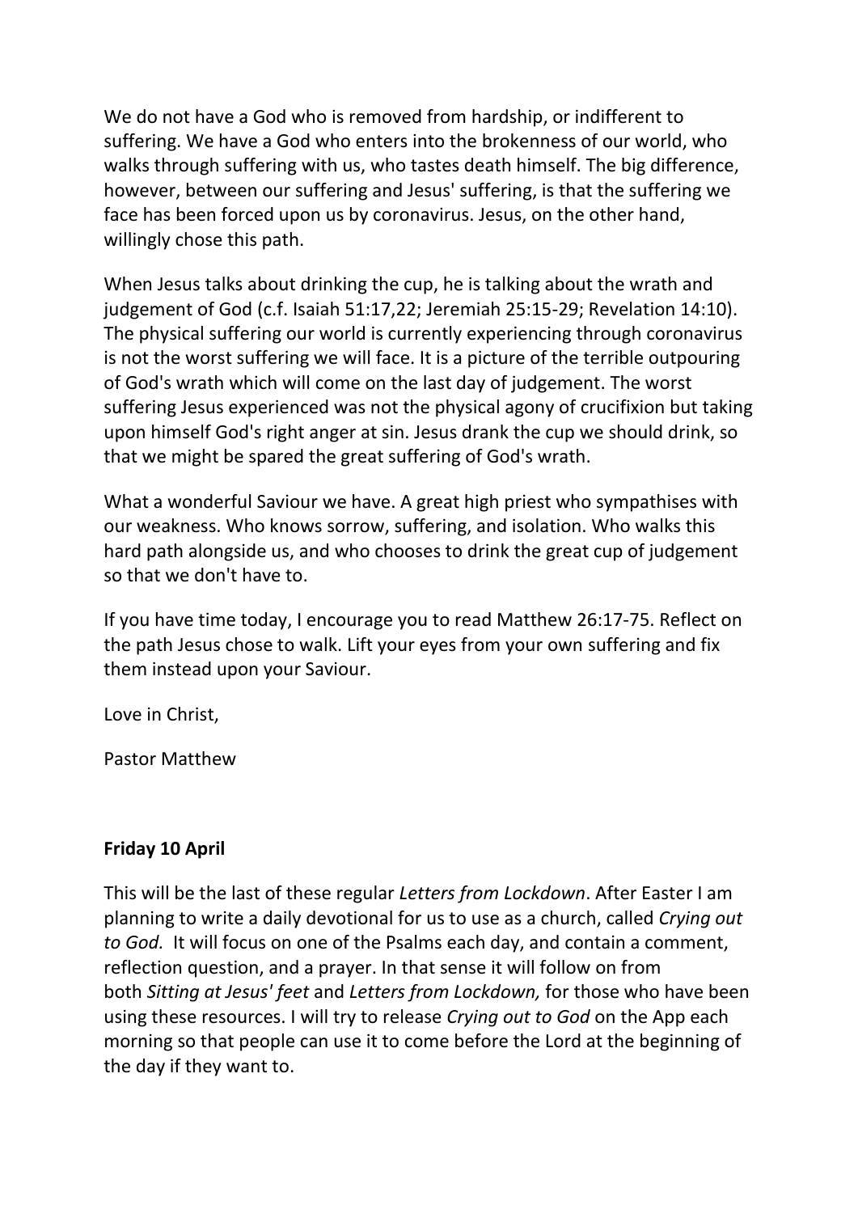We do not have a God who is removed from hardship, or indifferent to suffering. We have a God who enters into the brokenness of our world, who walks through suffering with us, who tastes death himself. The big difference, however, between our suffering and Jesus' suffering, is that the suffering we face has been forced upon us by coronavirus. Jesus, on the other hand, willingly chose this path.

When Jesus talks about drinking the cup, he is talking about the wrath and judgement of God (c.f. Isaiah 51:17,22; Jeremiah 25:15-29; Revelation 14:10). The physical suffering our world is currently experiencing through coronavirus is not the worst suffering we will face. It is a picture of the terrible outpouring of God's wrath which will come on the last day of judgement. The worst suffering Jesus experienced was not the physical agony of crucifixion but taking upon himself God's right anger at sin. Jesus drank the cup we should drink, so that we might be spared the great suffering of God's wrath.

What a wonderful Saviour we have. A great high priest who sympathises with our weakness. Who knows sorrow, suffering, and isolation. Who walks this hard path alongside us, and who chooses to drink the great cup of judgement so that we don't have to.

If you have time today, I encourage you to read Matthew 26:17-75. Reflect on the path Jesus chose to walk. Lift your eyes from your own suffering and fix them instead upon your Saviour.

Love in Christ,

Pastor Matthew

**Friday 10 April**

This will be the last of these regular *Letters from Lockdown*. After Easter I am planning to write a daily devotional for us to use as a church, called *Crying out to God.* It will focus on one of the Psalms each day, and contain a comment, reflection question, and a prayer. In that sense it will follow on from both *Sitting at Jesus' feet* and *Letters from Lockdown,* for those who have been using these resources. I will try to release *Crying out to God* on the App each morning so that people can use it to come before the Lord at the beginning of the day if they want to.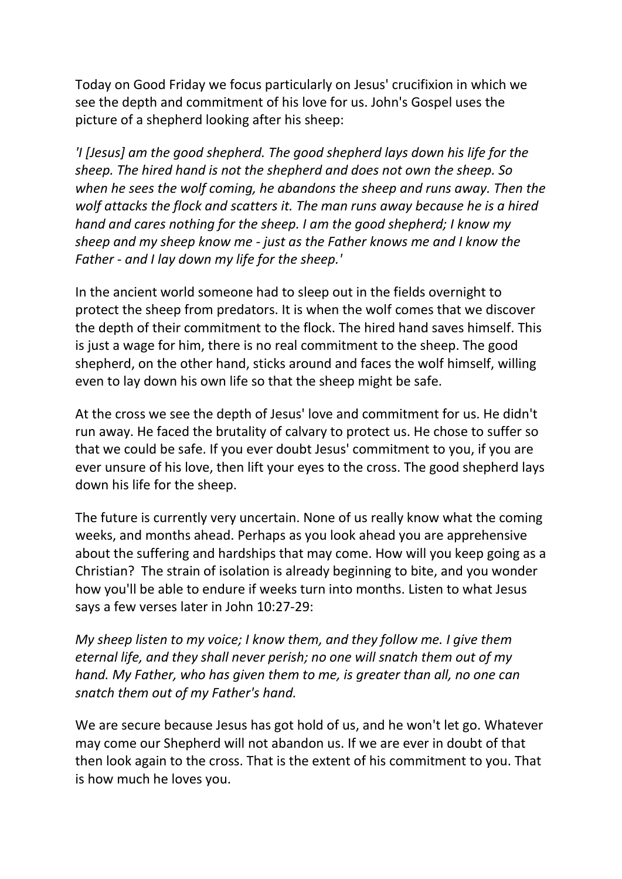Today on Good Friday we focus particularly on Jesus' crucifixion in which we see the depth and commitment of his love for us. John's Gospel uses the picture of a shepherd looking after his sheep:

*'I [Jesus] am the good shepherd. The good shepherd lays down his life for the sheep. The hired hand is not the shepherd and does not own the sheep. So when he sees the wolf coming, he abandons the sheep and runs away. Then the wolf attacks the flock and scatters it. The man runs away because he is a hired hand and cares nothing for the sheep. I am the good shepherd; I know my sheep and my sheep know me - just as the Father knows me and I know the Father - and I lay down my life for the sheep.'*

In the ancient world someone had to sleep out in the fields overnight to protect the sheep from predators. It is when the wolf comes that we discover the depth of their commitment to the flock. The hired hand saves himself. This is just a wage for him, there is no real commitment to the sheep. The good shepherd, on the other hand, sticks around and faces the wolf himself, willing even to lay down his own life so that the sheep might be safe.

At the cross we see the depth of Jesus' love and commitment for us. He didn't run away. He faced the brutality of calvary to protect us. He chose to suffer so that we could be safe. If you ever doubt Jesus' commitment to you, if you are ever unsure of his love, then lift your eyes to the cross. The good shepherd lays down his life for the sheep.

The future is currently very uncertain. None of us really know what the coming weeks, and months ahead. Perhaps as you look ahead you are apprehensive about the suffering and hardships that may come. How will you keep going as a Christian? The strain of isolation is already beginning to bite, and you wonder how you'll be able to endure if weeks turn into months. Listen to what Jesus says a few verses later in John 10:27-29:

*My sheep listen to my voice; I know them, and they follow me. I give them eternal life, and they shall never perish; no one will snatch them out of my hand. My Father, who has given them to me, is greater than all, no one can snatch them out of my Father's hand.*

We are secure because Jesus has got hold of us, and he won't let go. Whatever may come our Shepherd will not abandon us. If we are ever in doubt of that then look again to the cross. That is the extent of his commitment to you. That is how much he loves you.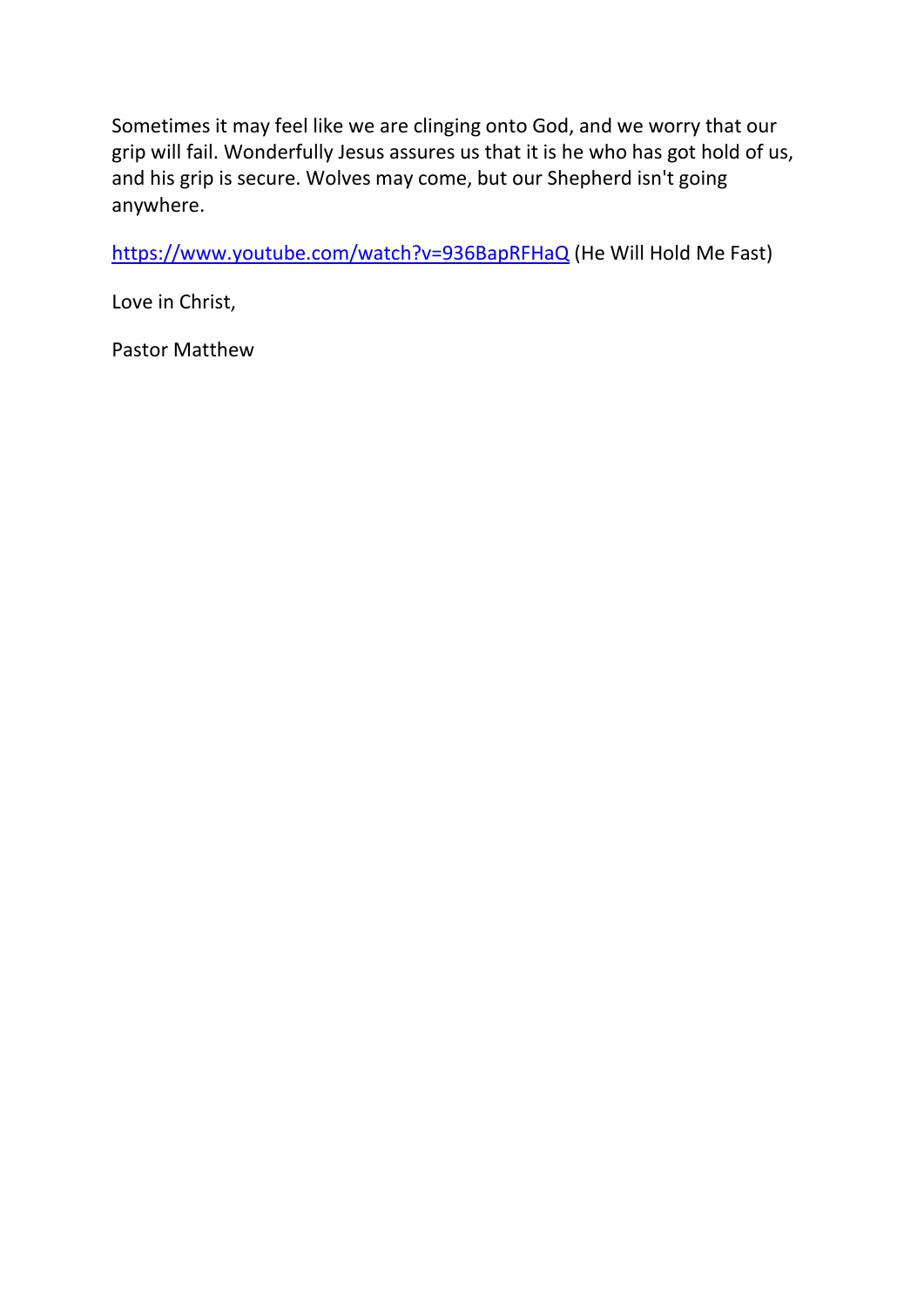Sometimes it may feel like we are clinging onto God, and we worry that our grip will fail. Wonderfully Jesus assures us that it is he who has got hold of us, and his grip is secure. Wolves may come, but our Shepherd isn't going anywhere.

[https://www.youtube.com/watch?v=936BapRFHaQ](https://www.youtube.com/watch?v=936BapRFHaQ) (He Will Hold Me Fast)

Love in Christ,

Pastor Matthew